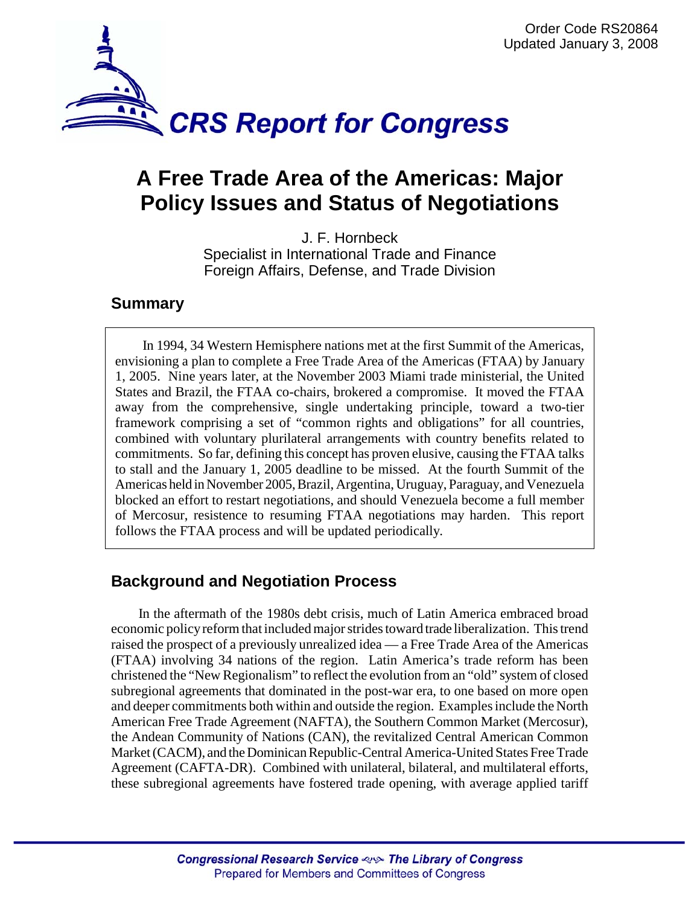Order Code RS20864
Updated January 3, 2008

# CRS Report for Congress

# A Free Trade Area of the Americas: Major Policy Issues and Status of Negotiations

J. F. Hornbeck
Specialist in International Trade and Finance
Foreign Affairs, Defense, and Trade Division

## Summary

In 1994, 34 Western Hemisphere nations met at the first Summit of the Americas, envisioning a plan to complete a Free Trade Area of the Americas (FTAA) by January 1, 2005. Nine years later, at the November 2003 Miami trade ministerial, the United States and Brazil, the FTAA co-chairs, brokered a compromise. It moved the FTAA away from the comprehensive, single undertaking principle, toward a two-tier framework comprising a set of "common rights and obligations" for all countries, combined with voluntary plurilateral arrangements with country benefits related to commitments. So far, defining this concept has proven elusive, causing the FTAA talks to stall and the January 1, 2005 deadline to be missed. At the fourth Summit of the Americas held in November 2005, Brazil, Argentina, Uruguay, Paraguay, and Venezuela blocked an effort to restart negotiations, and should Venezuela become a full member of Mercosur, resistence to resuming FTAA negotiations may harden. This report follows the FTAA process and will be updated periodically.

## Background and Negotiation Process

In the aftermath of the 1980s debt crisis, much of Latin America embraced broad economic policy reform that included major strides toward trade liberalization. This trend raised the prospect of a previously unrealized idea — a Free Trade Area of the Americas (FTAA) involving 34 nations of the region. Latin America's trade reform has been christened the "New Regionalism" to reflect the evolution from an "old" system of closed subregional agreements that dominated in the post-war era, to one based on more open and deeper commitments both within and outside the region. Examples include the North American Free Trade Agreement (NAFTA), the Southern Common Market (Mercosur), the Andean Community of Nations (CAN), the revitalized Central American Common Market (CACM), and the Dominican Republic-Central America-United States Free Trade Agreement (CAFTA-DR). Combined with unilateral, bilateral, and multilateral efforts, these subregional agreements have fostered trade opening, with average applied tariff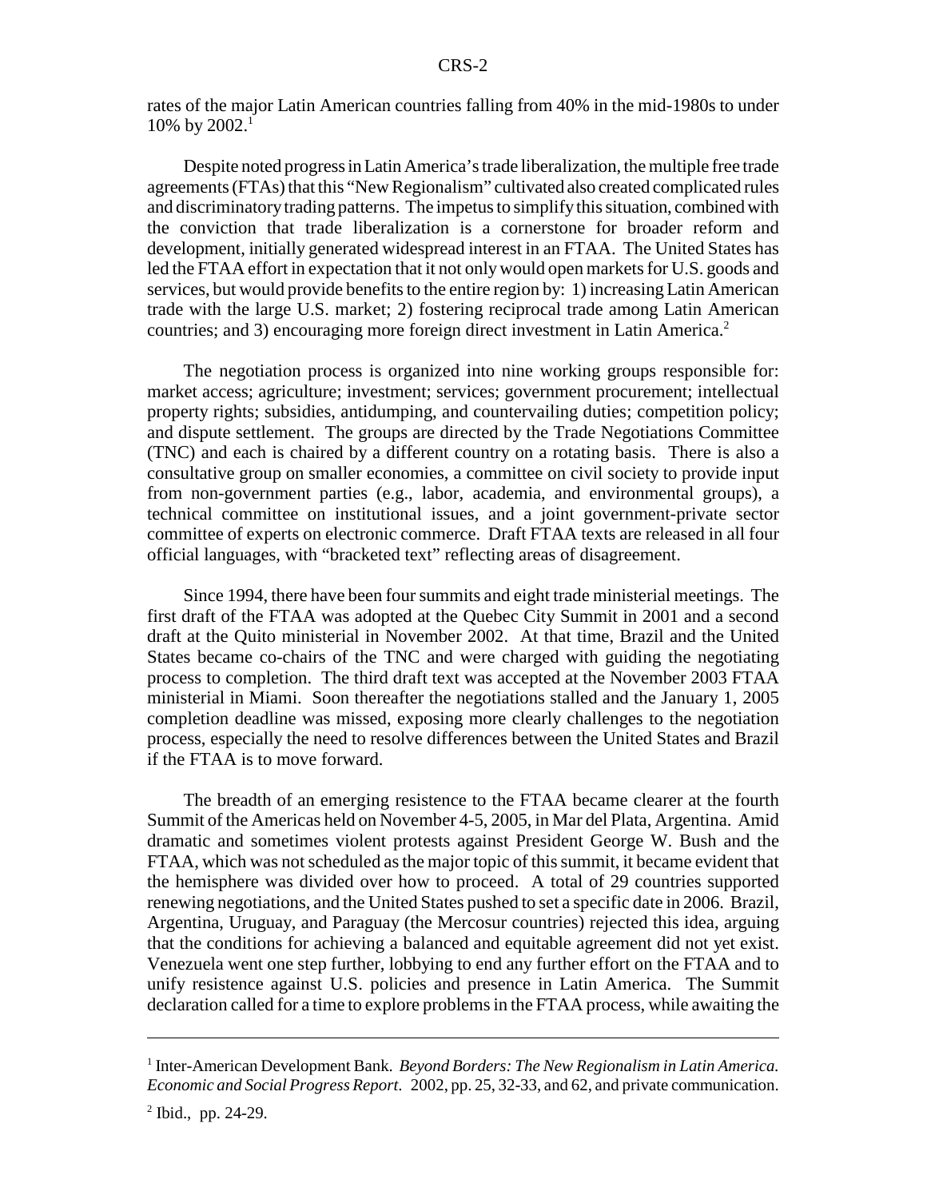rates of the major Latin American countries falling from 40% in the mid-1980s to under 10% by 2002.[1]

Despite noted progress in Latin America's trade liberalization, the multiple free trade agreements (FTAs) that this "New Regionalism" cultivated also created complicated rules and discriminatory trading patterns. The impetus to simplify this situation, combined with the conviction that trade liberalization is a cornerstone for broader reform and development, initially generated widespread interest in an FTAA. The United States has led the FTAA effort in expectation that it not only would open markets for U.S. goods and services, but would provide benefits to the entire region by: 1) increasing Latin American trade with the large U.S. market; 2) fostering reciprocal trade among Latin American countries; and 3) encouraging more foreign direct investment in Latin America.[2]

The negotiation process is organized into nine working groups responsible for: market access; agriculture; investment; services; government procurement; intellectual property rights; subsidies, antidumping, and countervailing duties; competition policy; and dispute settlement. The groups are directed by the Trade Negotiations Committee (TNC) and each is chaired by a different country on a rotating basis. There is also a consultative group on smaller economies, a committee on civil society to provide input from non-government parties (e.g., labor, academia, and environmental groups), a technical committee on institutional issues, and a joint government-private sector committee of experts on electronic commerce. Draft FTAA texts are released in all four official languages, with "bracketed text" reflecting areas of disagreement.

Since 1994, there have been four summits and eight trade ministerial meetings. The first draft of the FTAA was adopted at the Quebec City Summit in 2001 and a second draft at the Quito ministerial in November 2002. At that time, Brazil and the United States became co-chairs of the TNC and were charged with guiding the negotiating process to completion. The third draft text was accepted at the November 2003 FTAA ministerial in Miami. Soon thereafter the negotiations stalled and the January 1, 2005 completion deadline was missed, exposing more clearly challenges to the negotiation process, especially the need to resolve differences between the United States and Brazil if the FTAA is to move forward.

The breadth of an emerging resistence to the FTAA became clearer at the fourth Summit of the Americas held on November 4-5, 2005, in Mar del Plata, Argentina. Amid dramatic and sometimes violent protests against President George W. Bush and the FTAA, which was not scheduled as the major topic of this summit, it became evident that the hemisphere was divided over how to proceed. A total of 29 countries supported renewing negotiations, and the United States pushed to set a specific date in 2006. Brazil, Argentina, Uruguay, and Paraguay (the Mercosur countries) rejected this idea, arguing that the conditions for achieving a balanced and equitable agreement did not yet exist. Venezuela went one step further, lobbying to end any further effort on the FTAA and to unify resistence against U.S. policies and presence in Latin America. The Summit declaration called for a time to explore problems in the FTAA process, while awaiting the

---

[1] Inter-American Development Bank. *Beyond Borders: The New Regionalism in Latin America. Economic and Social Progress Report*. 2002, pp. 25, 32-33, and 62, and private communication.

[2] Ibid., pp. 24-29.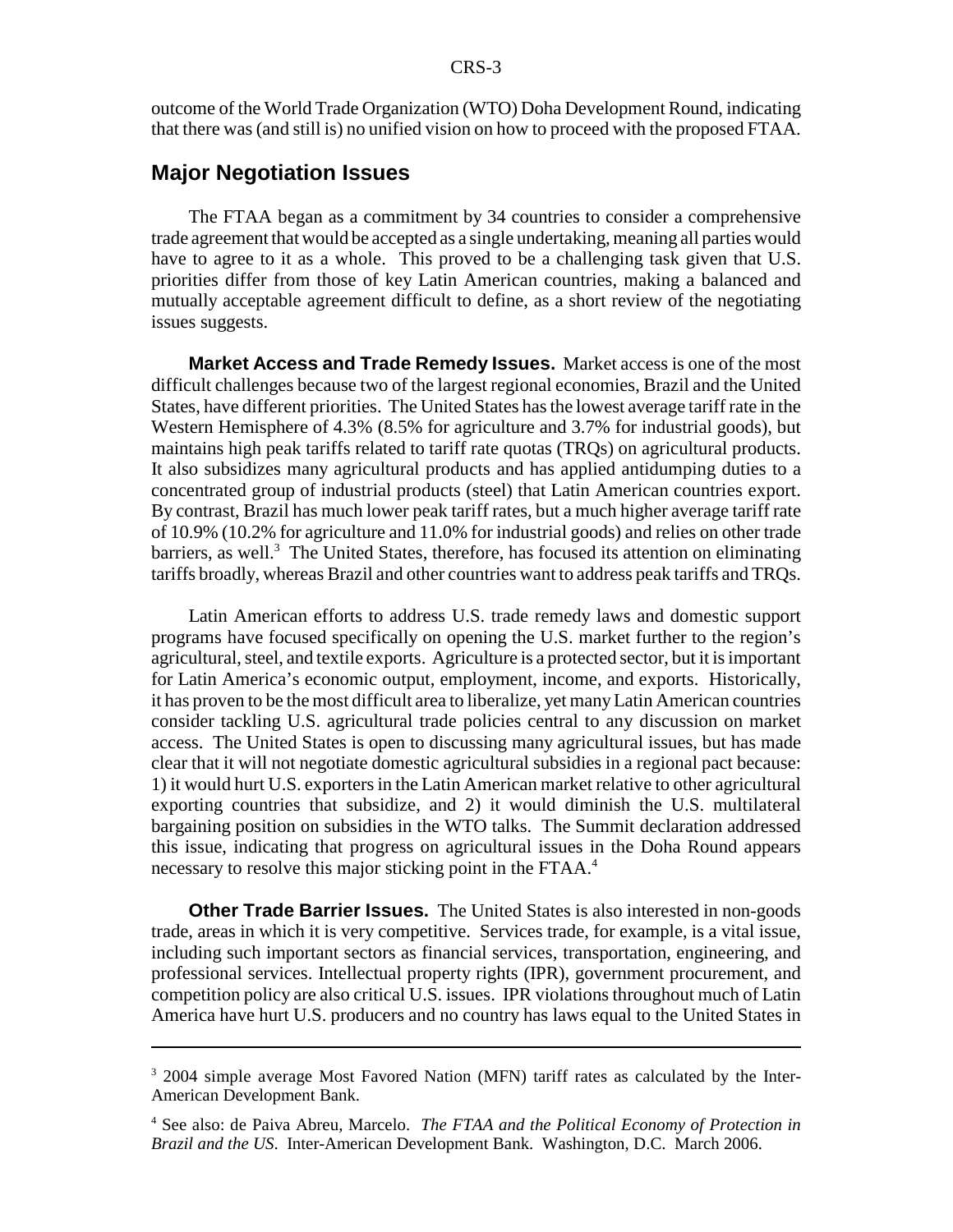outcome of the World Trade Organization (WTO) Doha Development Round, indicating that there was (and still is) no unified vision on how to proceed with the proposed FTAA.

## Major Negotiation Issues

The FTAA began as a commitment by 34 countries to consider a comprehensive trade agreement that would be accepted as a single undertaking, meaning all parties would have to agree to it as a whole. This proved to be a challenging task given that U.S. priorities differ from those of key Latin American countries, making a balanced and mutually acceptable agreement difficult to define, as a short review of the negotiating issues suggests.

**Market Access and Trade Remedy Issues.** Market access is one of the most difficult challenges because two of the largest regional economies, Brazil and the United States, have different priorities. The United States has the lowest average tariff rate in the Western Hemisphere of 4.3% (8.5% for agriculture and 3.7% for industrial goods), but maintains high peak tariffs related to tariff rate quotas (TRQs) on agricultural products. It also subsidizes many agricultural products and has applied antidumping duties to a concentrated group of industrial products (steel) that Latin American countries export. By contrast, Brazil has much lower peak tariff rates, but a much higher average tariff rate of 10.9% (10.2% for agriculture and 11.0% for industrial goods) and relies on other trade barriers, as well.[3] The United States, therefore, has focused its attention on eliminating tariffs broadly, whereas Brazil and other countries want to address peak tariffs and TRQs.

Latin American efforts to address U.S. trade remedy laws and domestic support programs have focused specifically on opening the U.S. market further to the region's agricultural, steel, and textile exports. Agriculture is a protected sector, but it is important for Latin America's economic output, employment, income, and exports. Historically, it has proven to be the most difficult area to liberalize, yet many Latin American countries consider tackling U.S. agricultural trade policies central to any discussion on market access. The United States is open to discussing many agricultural issues, but has made clear that it will not negotiate domestic agricultural subsidies in a regional pact because: 1) it would hurt U.S. exporters in the Latin American market relative to other agricultural exporting countries that subsidize, and 2) it would diminish the U.S. multilateral bargaining position on subsidies in the WTO talks. The Summit declaration addressed this issue, indicating that progress on agricultural issues in the Doha Round appears necessary to resolve this major sticking point in the FTAA.[4]

**Other Trade Barrier Issues.** The United States is also interested in non-goods trade, areas in which it is very competitive. Services trade, for example, is a vital issue, including such important sectors as financial services, transportation, engineering, and professional services. Intellectual property rights (IPR), government procurement, and competition policy are also critical U.S. issues. IPR violations throughout much of Latin America have hurt U.S. producers and no country has laws equal to the United States in

---

[3] 2004 simple average Most Favored Nation (MFN) tariff rates as calculated by the Inter-American Development Bank.

[4] See also: de Paiva Abreu, Marcelo. *The FTAA and the Political Economy of Protection in Brazil and the US*. Inter-American Development Bank. Washington, D.C. March 2006.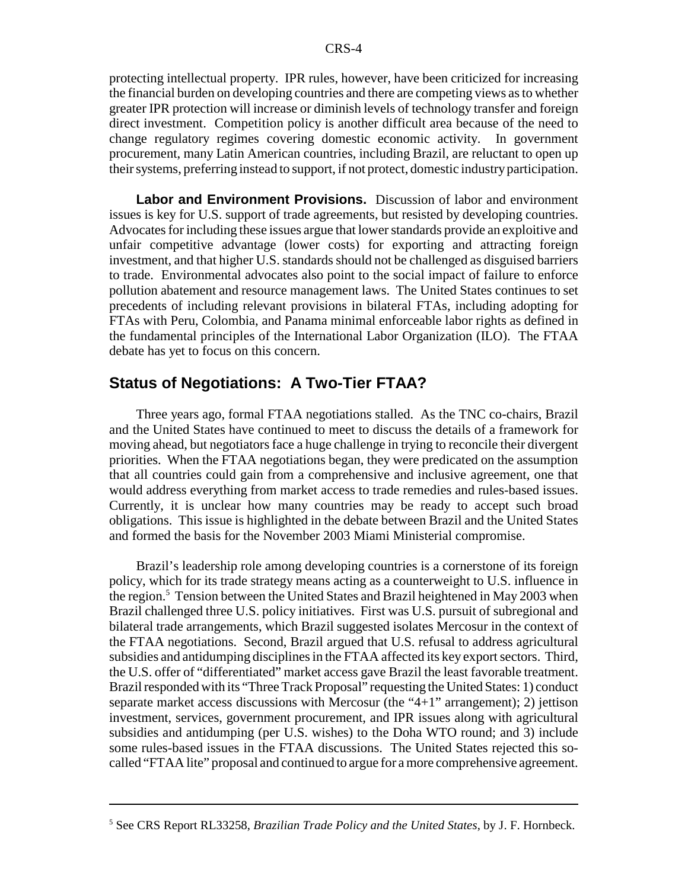protecting intellectual property. IPR rules, however, have been criticized for increasing the financial burden on developing countries and there are competing views as to whether greater IPR protection will increase or diminish levels of technology transfer and foreign direct investment. Competition policy is another difficult area because of the need to change regulatory regimes covering domestic economic activity. In government procurement, many Latin American countries, including Brazil, are reluctant to open up their systems, preferring instead to support, if not protect, domestic industry participation.

**Labor and Environment Provisions.** Discussion of labor and environment issues is key for U.S. support of trade agreements, but resisted by developing countries. Advocates for including these issues argue that lower standards provide an exploitive and unfair competitive advantage (lower costs) for exporting and attracting foreign investment, and that higher U.S. standards should not be challenged as disguised barriers to trade. Environmental advocates also point to the social impact of failure to enforce pollution abatement and resource management laws. The United States continues to set precedents of including relevant provisions in bilateral FTAs, including adopting for FTAs with Peru, Colombia, and Panama minimal enforceable labor rights as defined in the fundamental principles of the International Labor Organization (ILO). The FTAA debate has yet to focus on this concern.

## Status of Negotiations: A Two-Tier FTAA?

Three years ago, formal FTAA negotiations stalled. As the TNC co-chairs, Brazil and the United States have continued to meet to discuss the details of a framework for moving ahead, but negotiators face a huge challenge in trying to reconcile their divergent priorities. When the FTAA negotiations began, they were predicated on the assumption that all countries could gain from a comprehensive and inclusive agreement, one that would address everything from market access to trade remedies and rules-based issues. Currently, it is unclear how many countries may be ready to accept such broad obligations. This issue is highlighted in the debate between Brazil and the United States and formed the basis for the November 2003 Miami Ministerial compromise.

Brazil's leadership role among developing countries is a cornerstone of its foreign policy, which for its trade strategy means acting as a counterweight to U.S. influence in the region.[5] Tension between the United States and Brazil heightened in May 2003 when Brazil challenged three U.S. policy initiatives. First was U.S. pursuit of subregional and bilateral trade arrangements, which Brazil suggested isolates Mercosur in the context of the FTAA negotiations. Second, Brazil argued that U.S. refusal to address agricultural subsidies and antidumping disciplines in the FTAA affected its key export sectors. Third, the U.S. offer of "differentiated" market access gave Brazil the least favorable treatment. Brazil responded with its "Three Track Proposal" requesting the United States: 1) conduct separate market access discussions with Mercosur (the "4+1" arrangement); 2) jettison investment, services, government procurement, and IPR issues along with agricultural subsidies and antidumping (per U.S. wishes) to the Doha WTO round; and 3) include some rules-based issues in the FTAA discussions. The United States rejected this so-called "FTAA lite" proposal and continued to argue for a more comprehensive agreement.

---

[5] See CRS Report RL33258, *Brazilian Trade Policy and the United States*, by J. F. Hornbeck.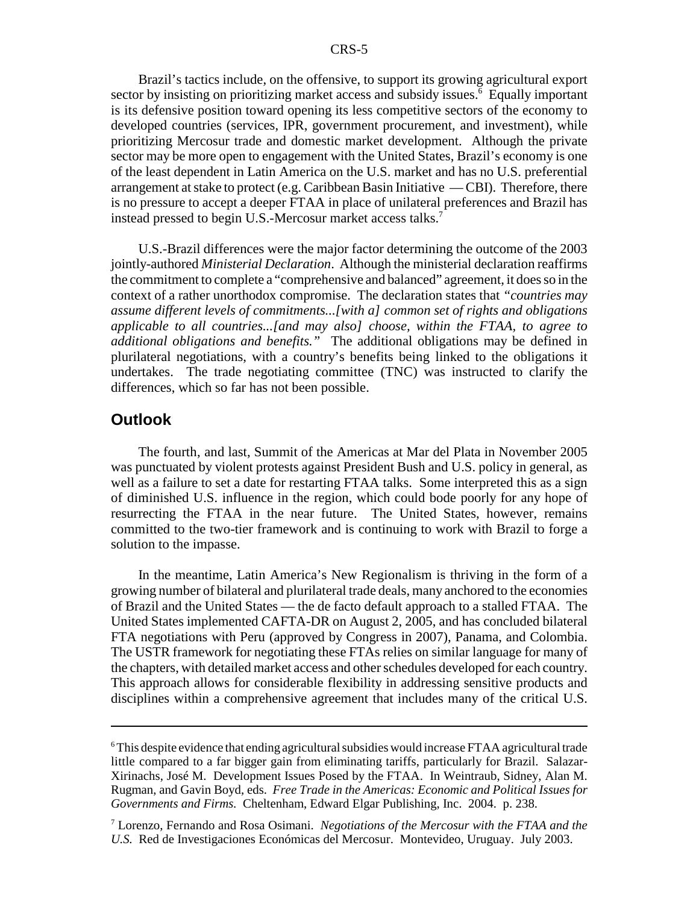Brazil's tactics include, on the offensive, to support its growing agricultural export sector by insisting on prioritizing market access and subsidy issues.[6] Equally important is its defensive position toward opening its less competitive sectors of the economy to developed countries (services, IPR, government procurement, and investment), while prioritizing Mercosur trade and domestic market development. Although the private sector may be more open to engagement with the United States, Brazil's economy is one of the least dependent in Latin America on the U.S. market and has no U.S. preferential arrangement at stake to protect (e.g. Caribbean Basin Initiative — CBI). Therefore, there is no pressure to accept a deeper FTAA in place of unilateral preferences and Brazil has instead pressed to begin U.S.-Mercosur market access talks.[7]

U.S.-Brazil differences were the major factor determining the outcome of the 2003 jointly-authored *Ministerial Declaration*. Although the ministerial declaration reaffirms the commitment to complete a "comprehensive and balanced" agreement, it does so in the context of a rather unorthodox compromise. The declaration states that *"countries may assume different levels of commitments...[with a] common set of rights and obligations applicable to all countries...[and may also] choose, within the FTAA, to agree to additional obligations and benefits."* The additional obligations may be defined in plurilateral negotiations, with a country's benefits being linked to the obligations it undertakes. The trade negotiating committee (TNC) was instructed to clarify the differences, which so far has not been possible.

## Outlook

The fourth, and last, Summit of the Americas at Mar del Plata in November 2005 was punctuated by violent protests against President Bush and U.S. policy in general, as well as a failure to set a date for restarting FTAA talks. Some interpreted this as a sign of diminished U.S. influence in the region, which could bode poorly for any hope of resurrecting the FTAA in the near future. The United States, however, remains committed to the two-tier framework and is continuing to work with Brazil to forge a solution to the impasse.

In the meantime, Latin America's New Regionalism is thriving in the form of a growing number of bilateral and plurilateral trade deals, many anchored to the economies of Brazil and the United States — the de facto default approach to a stalled FTAA. The United States implemented CAFTA-DR on August 2, 2005, and has concluded bilateral FTA negotiations with Peru (approved by Congress in 2007), Panama, and Colombia. The USTR framework for negotiating these FTAs relies on similar language for many of the chapters, with detailed market access and other schedules developed for each country. This approach allows for considerable flexibility in addressing sensitive products and disciplines within a comprehensive agreement that includes many of the critical U.S.

---

[6] This despite evidence that ending agricultural subsidies would increase FTAA agricultural trade little compared to a far bigger gain from eliminating tariffs, particularly for Brazil. Salazar-Xirinachs, José M. Development Issues Posed by the FTAA. In Weintraub, Sidney, Alan M. Rugman, and Gavin Boyd, eds. *Free Trade in the Americas: Economic and Political Issues for Governments and Firms.* Cheltenham, Edward Elgar Publishing, Inc. 2004. p. 238.

[7] Lorenzo, Fernando and Rosa Osimani. *Negotiations of the Mercosur with the FTAA and the U.S.* Red de Investigaciones Económicas del Mercosur. Montevideo, Uruguay. July 2003.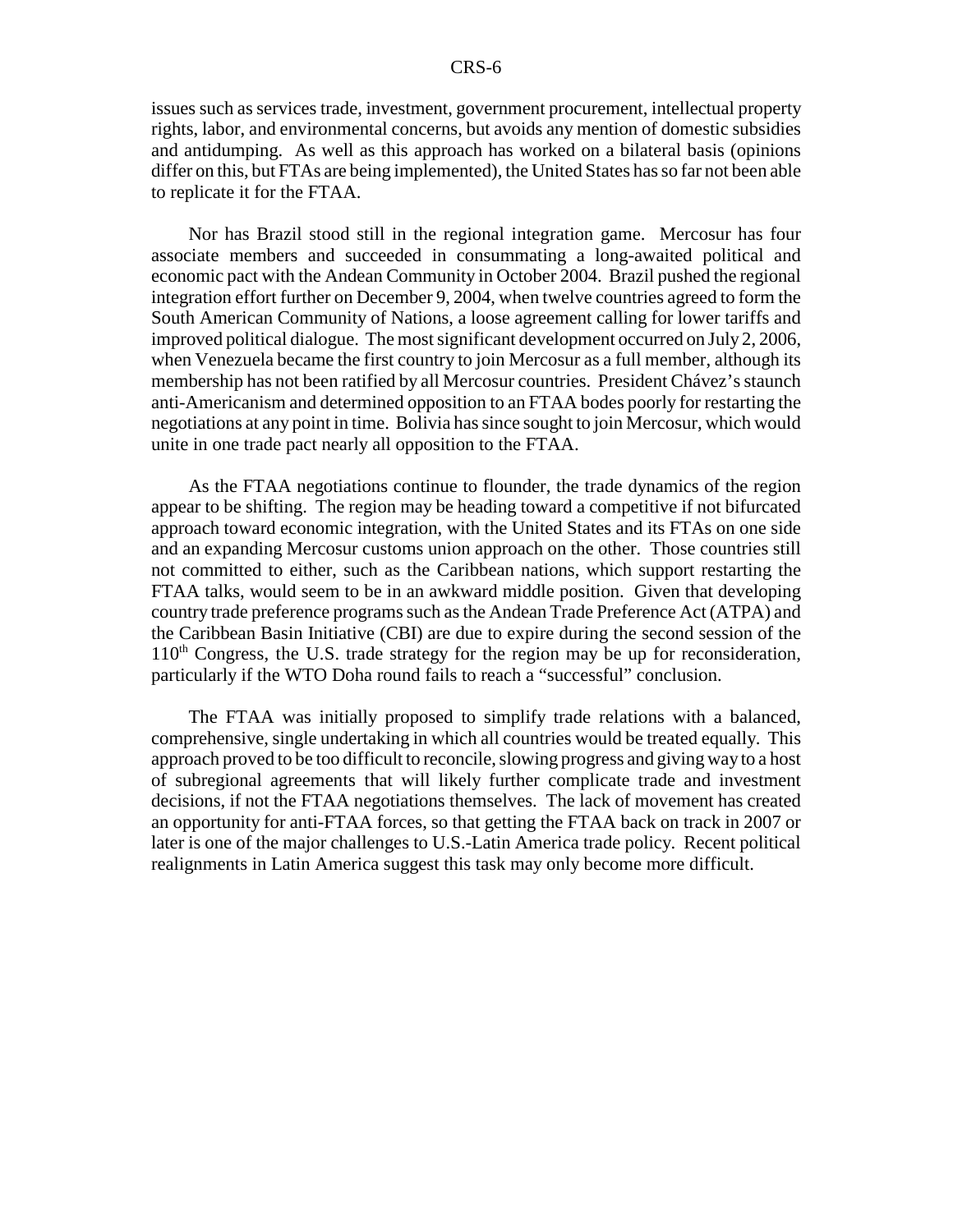issues such as services trade, investment, government procurement, intellectual property rights, labor, and environmental concerns, but avoids any mention of domestic subsidies and antidumping. As well as this approach has worked on a bilateral basis (opinions differ on this, but FTAs are being implemented), the United States has so far not been able to replicate it for the FTAA.

Nor has Brazil stood still in the regional integration game. Mercosur has four associate members and succeeded in consummating a long-awaited political and economic pact with the Andean Community in October 2004. Brazil pushed the regional integration effort further on December 9, 2004, when twelve countries agreed to form the South American Community of Nations, a loose agreement calling for lower tariffs and improved political dialogue. The most significant development occurred on July 2, 2006, when Venezuela became the first country to join Mercosur as a full member, although its membership has not been ratified by all Mercosur countries. President Chávez's staunch anti-Americanism and determined opposition to an FTAA bodes poorly for restarting the negotiations at any point in time. Bolivia has since sought to join Mercosur, which would unite in one trade pact nearly all opposition to the FTAA.

As the FTAA negotiations continue to flounder, the trade dynamics of the region appear to be shifting. The region may be heading toward a competitive if not bifurcated approach toward economic integration, with the United States and its FTAs on one side and an expanding Mercosur customs union approach on the other. Those countries still not committed to either, such as the Caribbean nations, which support restarting the FTAA talks, would seem to be in an awkward middle position. Given that developing country trade preference programs such as the Andean Trade Preference Act (ATPA) and the Caribbean Basin Initiative (CBI) are due to expire during the second session of the 110th Congress, the U.S. trade strategy for the region may be up for reconsideration, particularly if the WTO Doha round fails to reach a "successful" conclusion.

The FTAA was initially proposed to simplify trade relations with a balanced, comprehensive, single undertaking in which all countries would be treated equally. This approach proved to be too difficult to reconcile, slowing progress and giving way to a host of subregional agreements that will likely further complicate trade and investment decisions, if not the FTAA negotiations themselves. The lack of movement has created an opportunity for anti-FTAA forces, so that getting the FTAA back on track in 2007 or later is one of the major challenges to U.S.-Latin America trade policy. Recent political realignments in Latin America suggest this task may only become more difficult.